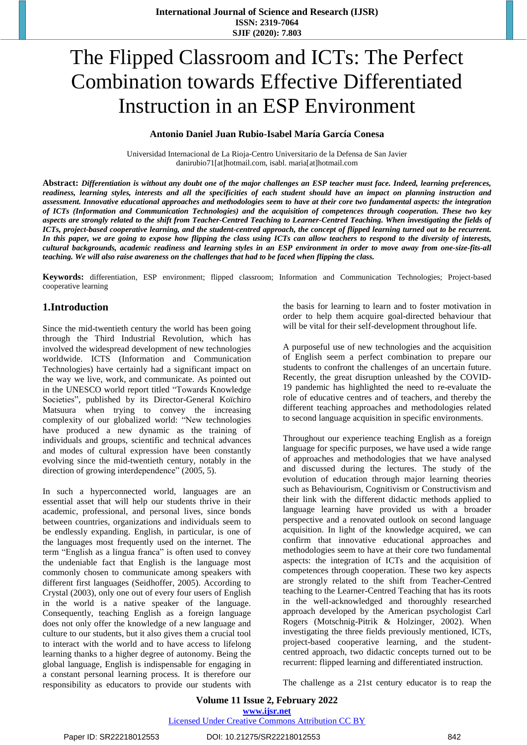# The Flipped Classroom and ICTs: The Perfect Combination towards Effective Differentiated Instruction in an ESP Environment

**Antonio Daniel Juan Rubio-Isabel María García Conesa**

Universidad Internacional de La Rioja-Centro Universitario de la Defensa de San Javier
danirubio71[at]hotmail.com, isabl. maria[at]hotmail.com

**Abstract:** ***Differentiation is without any doubt one of the major challenges an ESP teacher must face. Indeed, learning preferences, readiness, learning styles, interests and all the specificities of each student should have an impact on planning instruction and assessment. Innovative educational approaches and methodologies seem to have at their core two fundamental aspects: the integration of ICTs (Information and Communication Technologies) and the acquisition of competences through cooperation. These two key aspects are strongly related to the shift from Teacher-Centred Teaching to Learner-Centred Teaching. When investigating the fields of ICTs, project-based cooperative learning, and the student-centred approach, the concept of flipped learning turned out to be recurrent. In this paper, we are going to expose how flipping the class using ICTs can allow teachers to respond to the diversity of interests, cultural backgrounds, academic readiness and learning styles in an ESP environment in order to move away from one-size-fits-all teaching. We will also raise awareness on the challenges that had to be faced when flipping the class.***

**Keywords:** differentiation, ESP environment; flipped classroom; Information and Communication Technologies; Project-based cooperative learning

## 1.Introduction

Since the mid-twentieth century the world has been going through the Third Industrial Revolution, which has involved the widespread development of new technologies worldwide. ICTS (Information and Communication Technologies) have certainly had a significant impact on the way we live, work, and communicate. As pointed out in the UNESCO world report titled "Towards Knowledge Societies", published by its Director-General Koïchiro Matsuura when trying to convey the increasing complexity of our globalized world: "New technologies have produced a new dynamic as the training of individuals and groups, scientific and technical advances and modes of cultural expression have been constantly evolving since the mid-twentieth century, notably in the direction of growing interdependence" (2005, 5).

In such a hyperconnected world, languages are an essential asset that will help our students thrive in their academic, professional, and personal lives, since bonds between countries, organizations and individuals seem to be endlessly expanding. English, in particular, is one of the languages most frequently used on the internet. The term "English as a lingua franca" is often used to convey the undeniable fact that English is the language most commonly chosen to communicate among speakers with different first languages (Seidhoffer, 2005). According to Crystal (2003), only one out of every four users of English in the world is a native speaker of the language. Consequently, teaching English as a foreign language does not only offer the knowledge of a new language and culture to our students, but it also gives them a crucial tool to interact with the world and to have access to lifelong learning thanks to a higher degree of autonomy. Being the global language, English is indispensable for engaging in a constant personal learning process. It is therefore our responsibility as educators to provide our students with the basis for learning to learn and to foster motivation in order to help them acquire goal-directed behaviour that will be vital for their self-development throughout life.

A purposeful use of new technologies and the acquisition of English seem a perfect combination to prepare our students to confront the challenges of an uncertain future. Recently, the great disruption unleashed by the COVID-19 pandemic has highlighted the need to re-evaluate the role of educative centres and of teachers, and thereby the different teaching approaches and methodologies related to second language acquisition in specific environments.

Throughout our experience teaching English as a foreign language for specific purposes, we have used a wide range of approaches and methodologies that we have analysed and discussed during the lectures. The study of the evolution of education through major learning theories such as Behaviourism, Cognitivism or Constructivism and their link with the different didactic methods applied to language learning have provided us with a broader perspective and a renovated outlook on second language acquisition. In light of the knowledge acquired, we can confirm that innovative educational approaches and methodologies seem to have at their core two fundamental aspects: the integration of ICTs and the acquisition of competences through cooperation. These two key aspects are strongly related to the shift from Teacher-Centred teaching to the Learner-Centred Teaching that has its roots in the well-acknowledged and thoroughly researched approach developed by the American psychologist Carl Rogers (Motschnig-Pitrik & Holzinger, 2002). When investigating the three fields previously mentioned, ICTs, project-based cooperative learning, and the student-centred approach, two didactic concepts turned out to be recurrent: flipped learning and differentiated instruction.

The challenge as a 21st century educator is to reap the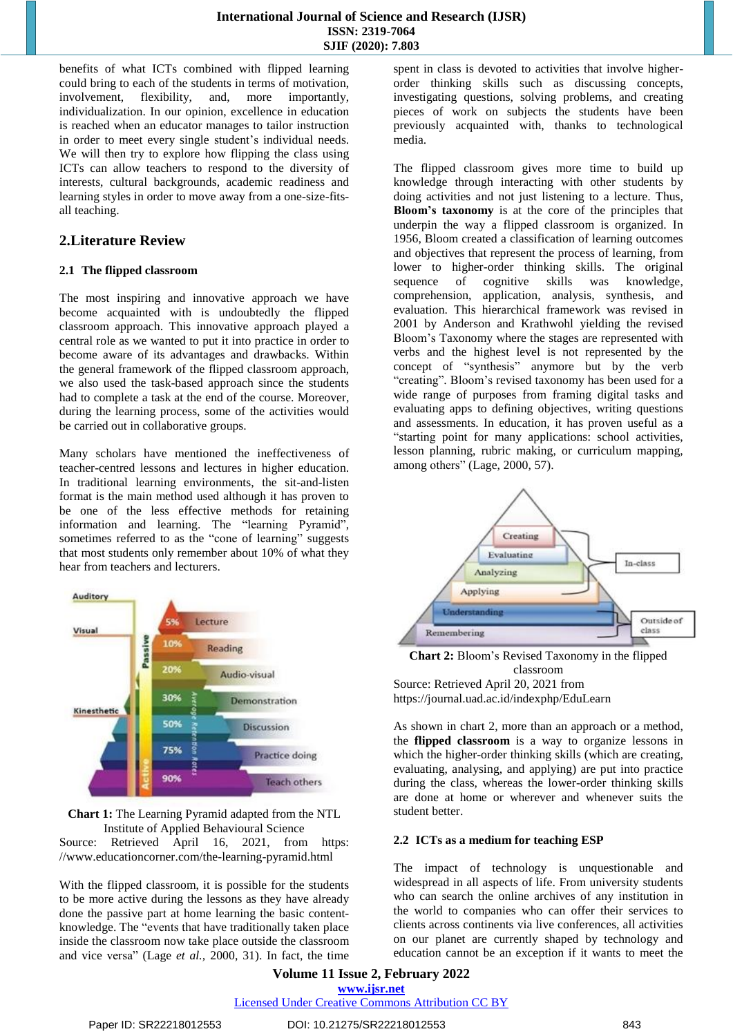benefits of what ICTs combined with flipped learning could bring to each of the students in terms of motivation, involvement, flexibility, and, more importantly, individualization. In our opinion, excellence in education is reached when an educator manages to tailor instruction in order to meet every single student's individual needs. We will then try to explore how flipping the class using ICTs can allow teachers to respond to the diversity of interests, cultural backgrounds, academic readiness and learning styles in order to move away from a one-size-fits-all teaching.

## 2. Literature Review

### 2.1 The flipped classroom

The most inspiring and innovative approach we have become acquainted with is undoubtedly the flipped classroom approach. This innovative approach played a central role as we wanted to put it into practice in order to become aware of its advantages and drawbacks. Within the general framework of the flipped classroom approach, we also used the task-based approach since the students had to complete a task at the end of the course. Moreover, during the learning process, some of the activities would be carried out in collaborative groups.

Many scholars have mentioned the ineffectiveness of teacher-centred lessons and lectures in higher education. In traditional learning environments, the sit-and-listen format is the main method used although it has proven to be one of the less effective methods for retaining information and learning. The "learning Pyramid", sometimes referred to as the "cone of learning" suggests that most students only remember about 10% of what they hear from teachers and lecturers.

**Chart 1:** The Learning Pyramid adapted from the NTL Institute of Applied Behavioural Science

Source: Retrieved April 16, 2021, from https://www.educationcorner.com/the-learning-pyramid.html

With the flipped classroom, it is possible for the students to be more active during the lessons as they have already done the passive part at home learning the basic content-knowledge. The "events that have traditionally taken place inside the classroom now take place outside the classroom and vice versa" (Lage *et al.*, 2000, 31). In fact, the time spent in class is devoted to activities that involve higher-order thinking skills such as discussing concepts, investigating questions, solving problems, and creating pieces of work on subjects the students have been previously acquainted with, thanks to technological media.

The flipped classroom gives more time to build up knowledge through interacting with other students by doing activities and not just listening to a lecture. Thus, **Bloom's taxonomy** is at the core of the principles that underpin the way a flipped classroom is organized. In 1956, Bloom created a classification of learning outcomes and objectives that represent the process of learning, from lower to higher-order thinking skills. The original sequence of cognitive skills was knowledge, comprehension, application, analysis, synthesis, and evaluation. This hierarchical framework was revised in 2001 by Anderson and Krathwohl yielding the revised Bloom's Taxonomy where the stages are represented with verbs and the highest level is not represented by the concept of "synthesis" anymore but by the verb "creating". Bloom's revised taxonomy has been used for a wide range of purposes from framing digital tasks and evaluating apps to defining objectives, writing questions and assessments. In education, it has proven useful as a "starting point for many applications: school activities, lesson planning, rubric making, or curriculum mapping, among others" (Lage, 2000, 57).

**Chart 2:** Bloom's Revised Taxonomy in the flipped classroom

Source: Retrieved April 20, 2021 from https://journal.uad.ac.id/indexphp/EduLearn

As shown in chart 2, more than an approach or a method, the **flipped classroom** is a way to organize lessons in which the higher-order thinking skills (which are creating, evaluating, analysing, and applying) are put into practice during the class, whereas the lower-order thinking skills are done at home or wherever and whenever suits the student better.

### 2.2 ICTs as a medium for teaching ESP

The impact of technology is unquestionable and widespread in all aspects of life. From university students who can search the online archives of any institution in the world to companies who can offer their services to clients across continents via live conferences, all activities on our planet are currently shaped by technology and education cannot be an exception if it wants to meet the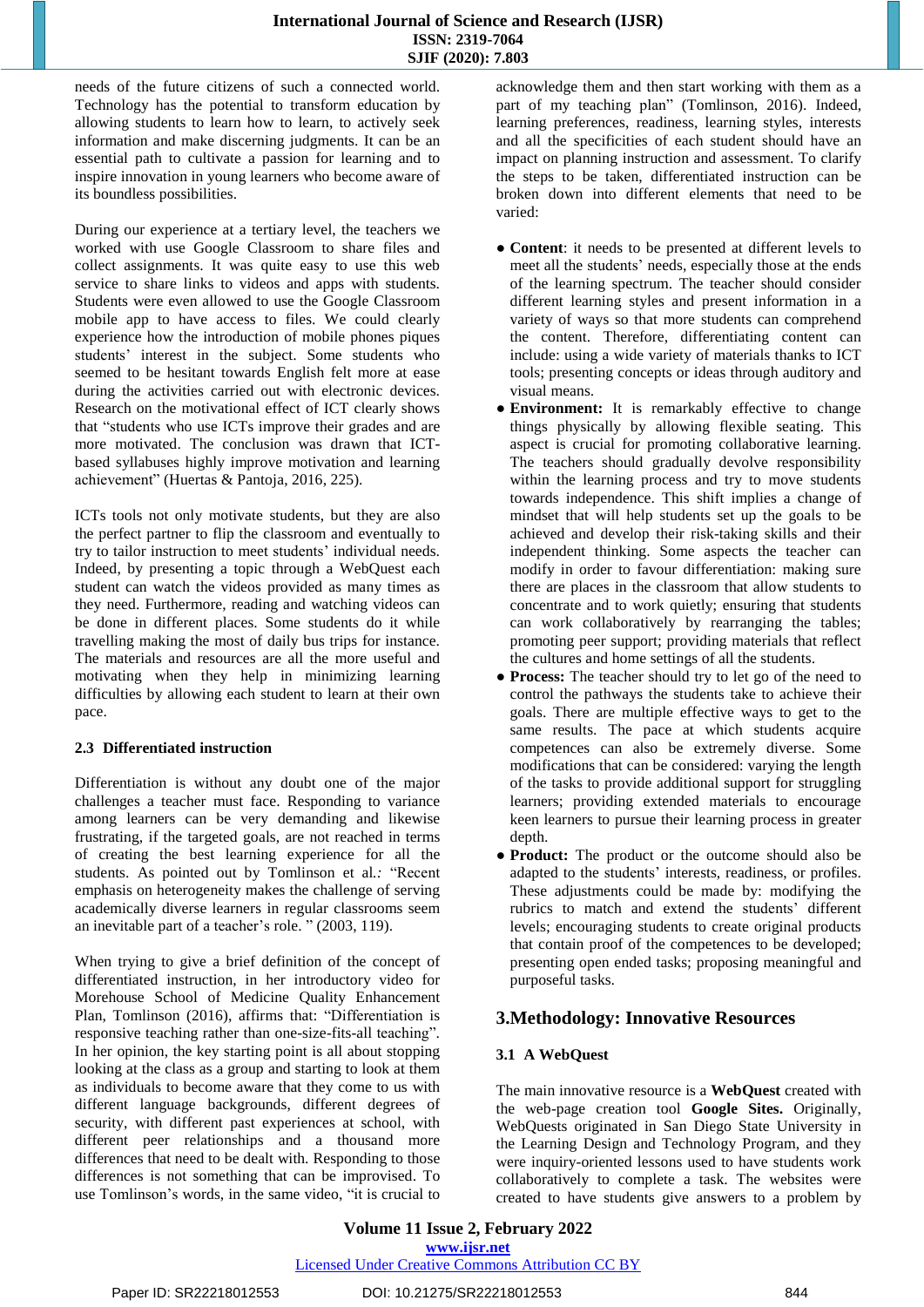needs of the future citizens of such a connected world. Technology has the potential to transform education by allowing students to learn how to learn, to actively seek information and make discerning judgments. It can be an essential path to cultivate a passion for learning and to inspire innovation in young learners who become aware of its boundless possibilities.

During our experience at a tertiary level, the teachers we worked with use Google Classroom to share files and collect assignments. It was quite easy to use this web service to share links to videos and apps with students. Students were even allowed to use the Google Classroom mobile app to have access to files. We could clearly experience how the introduction of mobile phones piques students' interest in the subject. Some students who seemed to be hesitant towards English felt more at ease during the activities carried out with electronic devices. Research on the motivational effect of ICT clearly shows that "students who use ICTs improve their grades and are more motivated. The conclusion was drawn that ICT-based syllabuses highly improve motivation and learning achievement" (Huertas & Pantoja, 2016, 225).

ICTs tools not only motivate students, but they are also the perfect partner to flip the classroom and eventually to try to tailor instruction to meet students' individual needs. Indeed, by presenting a topic through a WebQuest each student can watch the videos provided as many times as they need. Furthermore, reading and watching videos can be done in different places. Some students do it while travelling making the most of daily bus trips for instance. The materials and resources are all the more useful and motivating when they help in minimizing learning difficulties by allowing each student to learn at their own pace.

### 2.3 Differentiated instruction

Differentiation is without any doubt one of the major challenges a teacher must face. Responding to variance among learners can be very demanding and likewise frustrating, if the targeted goals, are not reached in terms of creating the best learning experience for all the students. As pointed out by Tomlinson et al*.:* "Recent emphasis on heterogeneity makes the challenge of serving academically diverse learners in regular classrooms seem an inevitable part of a teacher's role. " (2003, 119).

When trying to give a brief definition of the concept of differentiated instruction, in her introductory video for Morehouse School of Medicine Quality Enhancement Plan, Tomlinson (2016), affirms that: "Differentiation is responsive teaching rather than one-size-fits-all teaching". In her opinion, the key starting point is all about stopping looking at the class as a group and starting to look at them as individuals to become aware that they come to us with different language backgrounds, different degrees of security, with different past experiences at school, with different peer relationships and a thousand more differences that need to be dealt with. Responding to those differences is not something that can be improvised. To use Tomlinson's words, in the same video, "it is crucial to acknowledge them and then start working with them as a part of my teaching plan" (Tomlinson, 2016). Indeed, learning preferences, readiness, learning styles, interests and all the specificities of each student should have an impact on planning instruction and assessment. To clarify the steps to be taken, differentiated instruction can be broken down into different elements that need to be varied:

- **Content**: it needs to be presented at different levels to meet all the students' needs, especially those at the ends of the learning spectrum. The teacher should consider different learning styles and present information in a variety of ways so that more students can comprehend the content. Therefore, differentiating content can include: using a wide variety of materials thanks to ICT tools; presenting concepts or ideas through auditory and visual means.
- **Environment:** It is remarkably effective to change things physically by allowing flexible seating. This aspect is crucial for promoting collaborative learning. The teachers should gradually devolve responsibility within the learning process and try to move students towards independence. This shift implies a change of mindset that will help students set up the goals to be achieved and develop their risk-taking skills and their independent thinking. Some aspects the teacher can modify in order to favour differentiation: making sure there are places in the classroom that allow students to concentrate and to work quietly; ensuring that students can work collaboratively by rearranging the tables; promoting peer support; providing materials that reflect the cultures and home settings of all the students.
- **Process:** The teacher should try to let go of the need to control the pathways the students take to achieve their goals. There are multiple effective ways to get to the same results. The pace at which students acquire competences can also be extremely diverse. Some modifications that can be considered: varying the length of the tasks to provide additional support for struggling learners; providing extended materials to encourage keen learners to pursue their learning process in greater depth.
- **Product:** The product or the outcome should also be adapted to the students' interests, readiness, or profiles. These adjustments could be made by: modifying the rubrics to match and extend the students' different levels; encouraging students to create original products that contain proof of the competences to be developed; presenting open ended tasks; proposing meaningful and purposeful tasks.

## 3. Methodology: Innovative Resources

### 3.1 A WebQuest

The main innovative resource is a **WebQuest** created with the web-page creation tool **Google Sites.** Originally, WebQuests originated in San Diego State University in the Learning Design and Technology Program, and they were inquiry-oriented lessons used to have students work collaboratively to complete a task. The websites were created to have students give answers to a problem by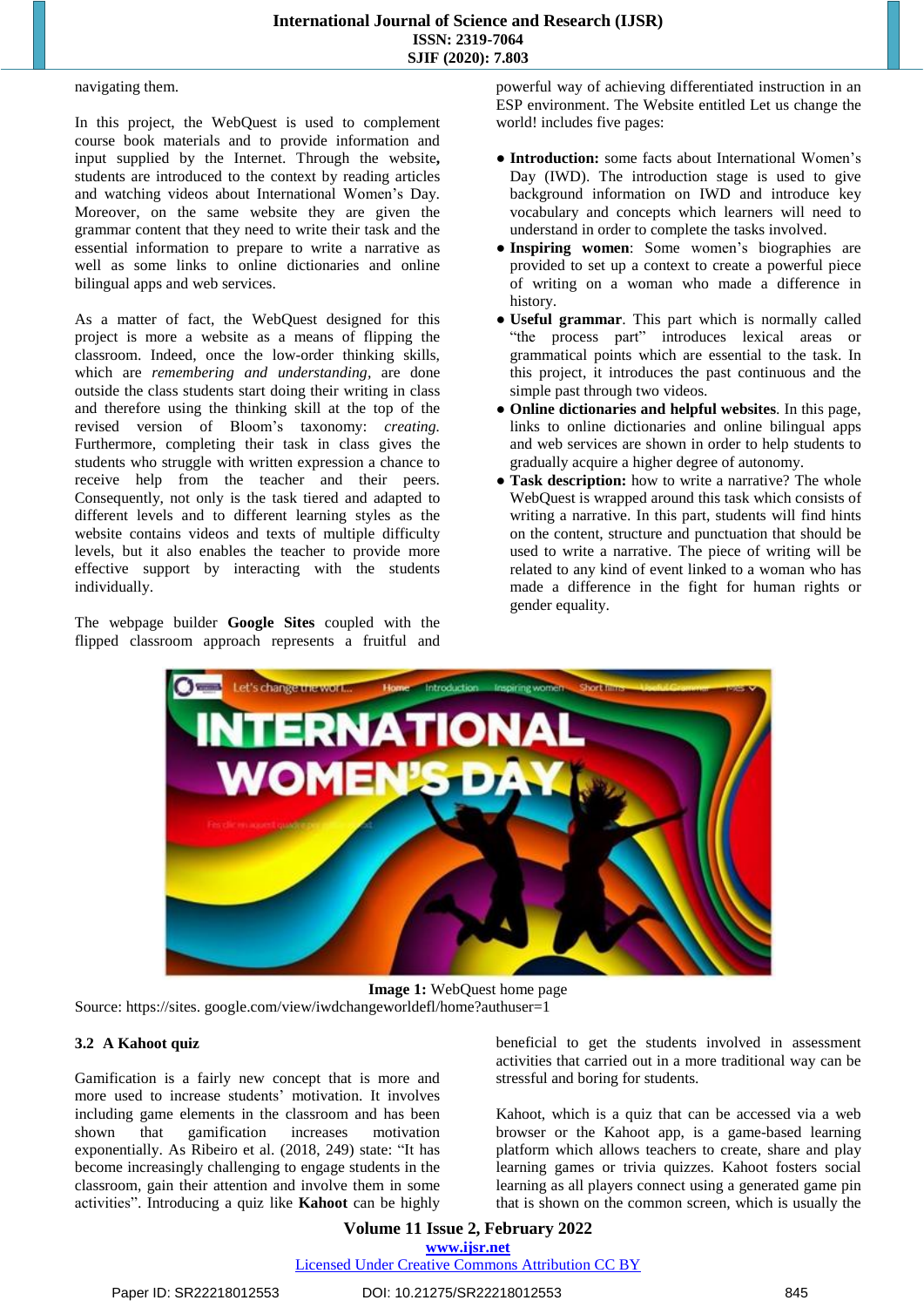navigating them.

In this project, the WebQuest is used to complement course book materials and to provide information and input supplied by the Internet. Through the website**,** students are introduced to the context by reading articles and watching videos about International Women's Day. Moreover, on the same website they are given the grammar content that they need to write their task and the essential information to prepare to write a narrative as well as some links to online dictionaries and online bilingual apps and web services.

As a matter of fact, the WebQuest designed for this project is more a website as a means of flipping the classroom. Indeed, once the low-order thinking skills, which are *remembering and understanding,* are done outside the class students start doing their writing in class and therefore using the thinking skill at the top of the revised version of Bloom's taxonomy: *creating.* Furthermore, completing their task in class gives the students who struggle with written expression a chance to receive help from the teacher and their peers. Consequently, not only is the task tiered and adapted to different levels and to different learning styles as the website contains videos and texts of multiple difficulty levels, but it also enables the teacher to provide more effective support by interacting with the students individually.

The webpage builder **Google Sites** coupled with the flipped classroom approach represents a fruitful and powerful way of achieving differentiated instruction in an ESP environment. The Website entitled Let us change the world! includes five pages:

- **Introduction:** some facts about International Women's Day (IWD). The introduction stage is used to give background information on IWD and introduce key vocabulary and concepts which learners will need to understand in order to complete the tasks involved.
- **Inspiring women**: Some women's biographies are provided to set up a context to create a powerful piece of writing on a woman who made a difference in history.
- **Useful grammar**. This part which is normally called "the process part" introduces lexical areas or grammatical points which are essential to the task. In this project, it introduces the past continuous and the simple past through two videos.
- **Online dictionaries and helpful websites**. In this page, links to online dictionaries and online bilingual apps and web services are shown in order to help students to gradually acquire a higher degree of autonomy.
- **Task description:** how to write a narrative? The whole WebQuest is wrapped around this task which consists of writing a narrative. In this part, students will find hints on the content, structure and punctuation that should be used to write a narrative. The piece of writing will be related to any kind of event linked to a woman who has made a difference in the fight for human rights or gender equality.

**Image 1:** WebQuest home page

Source: https://sites. google.com/view/iwdchangeworldefl/home?authuser=1

### 3.2 A Kahoot quiz

Gamification is a fairly new concept that is more and more used to increase students' motivation. It involves including game elements in the classroom and has been shown that gamification increases motivation exponentially. As Ribeiro et al. (2018, 249) state: "It has become increasingly challenging to engage students in the classroom, gain their attention and involve them in some activities". Introducing a quiz like **Kahoot** can be highly beneficial to get the students involved in assessment activities that carried out in a more traditional way can be stressful and boring for students.

Kahoot, which is a quiz that can be accessed via a web browser or the Kahoot app, is a game-based learning platform which allows teachers to create, share and play learning games or trivia quizzes. Kahoot fosters social learning as all players connect using a generated game pin that is shown on the common screen, which is usually the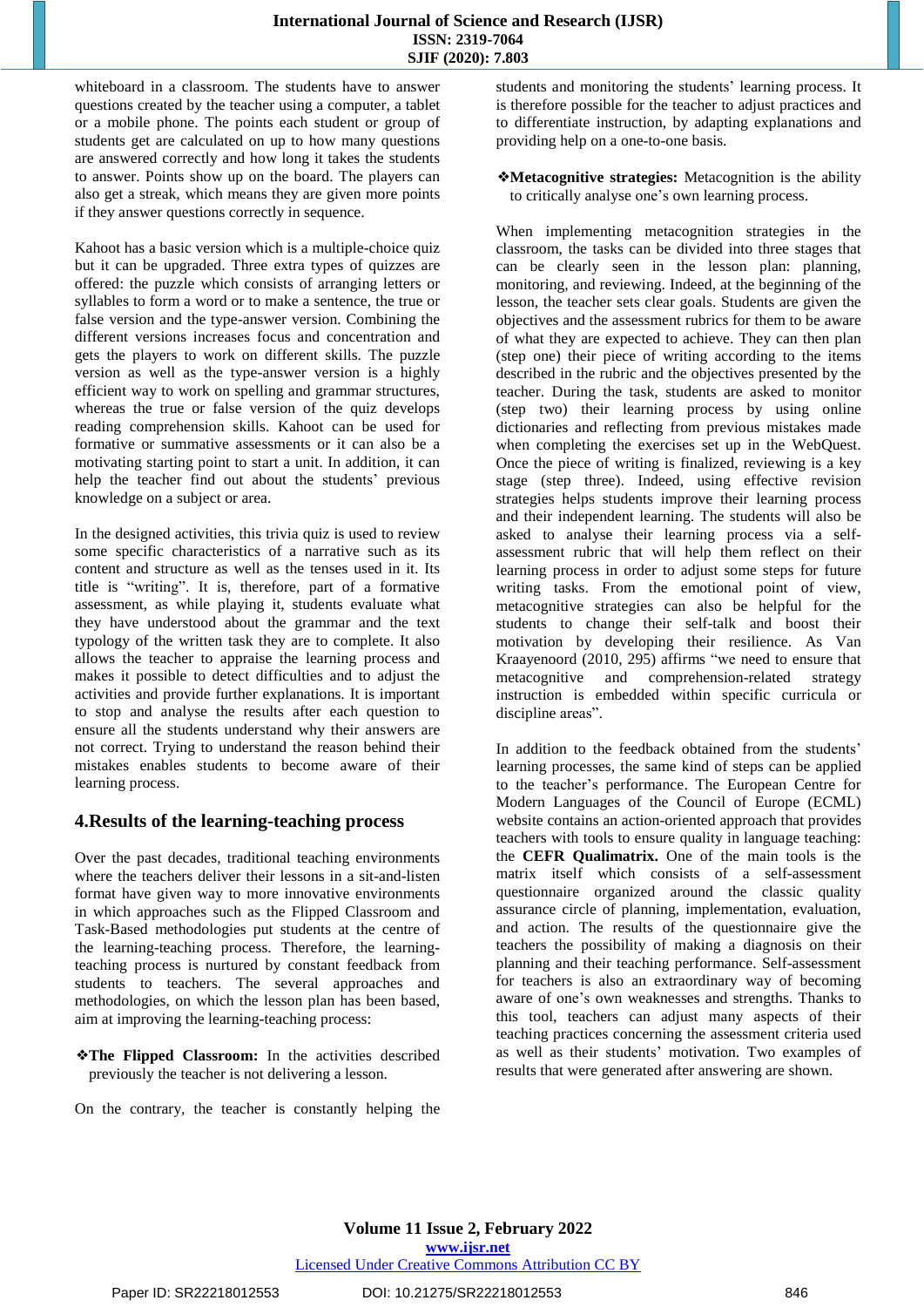whiteboard in a classroom. The students have to answer questions created by the teacher using a computer, a tablet or a mobile phone. The points each student or group of students get are calculated on up to how many questions are answered correctly and how long it takes the students to answer. Points show up on the board. The players can also get a streak, which means they are given more points if they answer questions correctly in sequence.

Kahoot has a basic version which is a multiple-choice quiz but it can be upgraded. Three extra types of quizzes are offered: the puzzle which consists of arranging letters or syllables to form a word or to make a sentence, the true or false version and the type-answer version. Combining the different versions increases focus and concentration and gets the players to work on different skills. The puzzle version as well as the type-answer version is a highly efficient way to work on spelling and grammar structures, whereas the true or false version of the quiz develops reading comprehension skills. Kahoot can be used for formative or summative assessments or it can also be a motivating starting point to start a unit. In addition, it can help the teacher find out about the students' previous knowledge on a subject or area.

In the designed activities, this trivia quiz is used to review some specific characteristics of a narrative such as its content and structure as well as the tenses used in it. Its title is "writing". It is, therefore, part of a formative assessment, as while playing it, students evaluate what they have understood about the grammar and the text typology of the written task they are to complete. It also allows the teacher to appraise the learning process and makes it possible to detect difficulties and to adjust the activities and provide further explanations. It is important to stop and analyse the results after each question to ensure all the students understand why their answers are not correct. Trying to understand the reason behind their mistakes enables students to become aware of their learning process.

## 4.Results of the learning-teaching process

Over the past decades, traditional teaching environments where the teachers deliver their lessons in a sit-and-listen format have given way to more innovative environments in which approaches such as the Flipped Classroom and Task-Based methodologies put students at the centre of the learning-teaching process. Therefore, the learning-teaching process is nurtured by constant feedback from students to teachers. The several approaches and methodologies, on which the lesson plan has been based, aim at improving the learning-teaching process:

❖**The Flipped Classroom:** In the activities described previously the teacher is not delivering a lesson.

On the contrary, the teacher is constantly helping the students and monitoring the students' learning process. It is therefore possible for the teacher to adjust practices and to differentiate instruction, by adapting explanations and providing help on a one-to-one basis.

❖**Metacognitive strategies:** Metacognition is the ability to critically analyse one's own learning process.

When implementing metacognition strategies in the classroom, the tasks can be divided into three stages that can be clearly seen in the lesson plan: planning, monitoring, and reviewing. Indeed, at the beginning of the lesson, the teacher sets clear goals. Students are given the objectives and the assessment rubrics for them to be aware of what they are expected to achieve. They can then plan (step one) their piece of writing according to the items described in the rubric and the objectives presented by the teacher. During the task, students are asked to monitor (step two) their learning process by using online dictionaries and reflecting from previous mistakes made when completing the exercises set up in the WebQuest. Once the piece of writing is finalized, reviewing is a key stage (step three). Indeed, using effective revision strategies helps students improve their learning process and their independent learning. The students will also be asked to analyse their learning process via a self-assessment rubric that will help them reflect on their learning process in order to adjust some steps for future writing tasks. From the emotional point of view, metacognitive strategies can also be helpful for the students to change their self-talk and boost their motivation by developing their resilience. As Van Kraayenoord (2010, 295) affirms "we need to ensure that metacognitive and comprehension-related strategy instruction is embedded within specific curricula or discipline areas".

In addition to the feedback obtained from the students' learning processes, the same kind of steps can be applied to the teacher's performance. The European Centre for Modern Languages of the Council of Europe (ECML) website contains an action-oriented approach that provides teachers with tools to ensure quality in language teaching: the **CEFR Qualimatrix.** One of the main tools is the matrix itself which consists of a self-assessment questionnaire organized around the classic quality assurance circle of planning, implementation, evaluation, and action. The results of the questionnaire give the teachers the possibility of making a diagnosis on their planning and their teaching performance. Self-assessment for teachers is also an extraordinary way of becoming aware of one's own weaknesses and strengths. Thanks to this tool, teachers can adjust many aspects of their teaching practices concerning the assessment criteria used as well as their students' motivation. Two examples of results that were generated after answering are shown.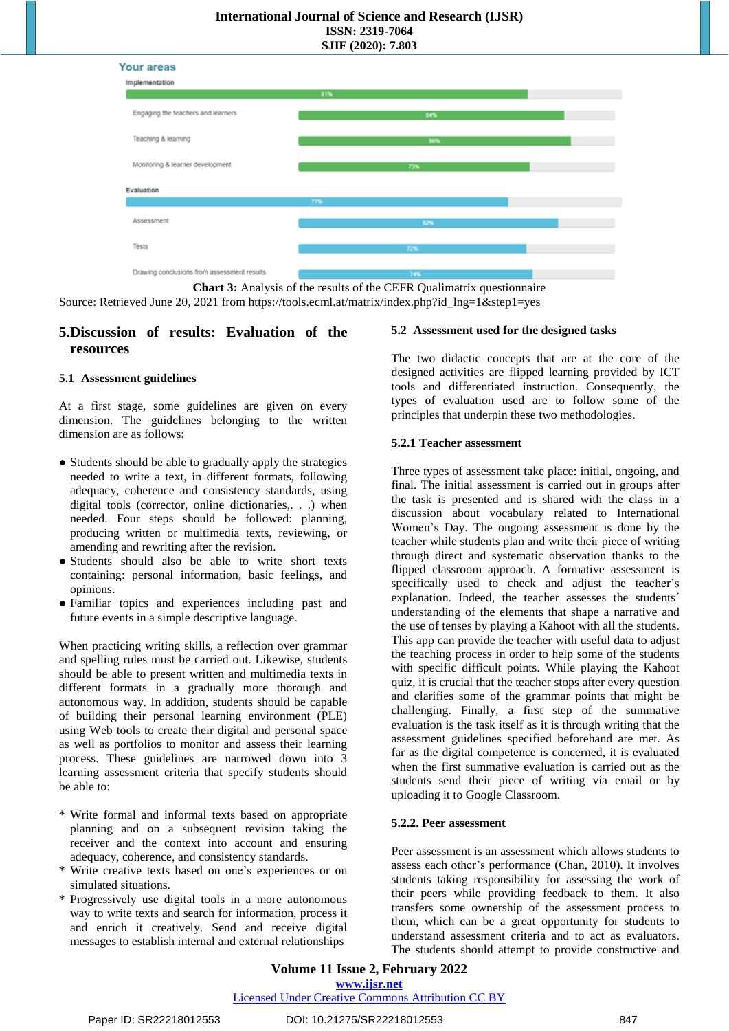**Your areas**

| Area | Result |
|---|---|
| **Implementation** | 81% |
| Engaging the teachers and learners | 84% |
| Teaching & learning | 86% |
| Monitoring & learner development | 73% |
| **Evaluation** | 77% |
| Assessment | 82% |
| Tests | 72% |
| Drawing conclusions from assessment results | 74% |

**Chart 3:** Analysis of the results of the CEFR Qualimatrix questionnaire

Source: Retrieved June 20, 2021 from https://tools.ecml.at/matrix/index.php?id_lng=1&step1=yes

## 5. Discussion of results: Evaluation of the resources

### 5.1 Assessment guidelines

At a first stage, some guidelines are given on every dimension. The guidelines belonging to the written dimension are as follows:

- Students should be able to gradually apply the strategies needed to write a text, in different formats, following adequacy, coherence and consistency standards, using digital tools (corrector, online dictionaries,. . .) when needed. Four steps should be followed: planning, producing written or multimedia texts, reviewing, or amending and rewriting after the revision.
- Students should also be able to write short texts containing: personal information, basic feelings, and opinions.
- Familiar topics and experiences including past and future events in a simple descriptive language.

When practicing writing skills, a reflection over grammar and spelling rules must be carried out. Likewise, students should be able to present written and multimedia texts in different formats in a gradually more thorough and autonomous way. In addition, students should be capable of building their personal learning environment (PLE) using Web tools to create their digital and personal space as well as portfolios to monitor and assess their learning process. These guidelines are narrowed down into 3 learning assessment criteria that specify students should be able to:

* Write formal and informal texts based on appropriate planning and on a subsequent revision taking the receiver and the context into account and ensuring adequacy, coherence, and consistency standards.
* Write creative texts based on one's experiences or on simulated situations.
* Progressively use digital tools in a more autonomous way to write texts and search for information, process it and enrich it creatively. Send and receive digital messages to establish internal and external relationships

### 5.2 Assessment used for the designed tasks

The two didactic concepts that are at the core of the designed activities are flipped learning provided by ICT tools and differentiated instruction. Consequently, the types of evaluation used are to follow some of the principles that underpin these two methodologies.

#### 5.2.1 Teacher assessment

Three types of assessment take place: initial, ongoing, and final. The initial assessment is carried out in groups after the task is presented and is shared with the class in a discussion about vocabulary related to International Women's Day. The ongoing assessment is done by the teacher while students plan and write their piece of writing through direct and systematic observation thanks to the flipped classroom approach. A formative assessment is specifically used to check and adjust the teacher's explanation. Indeed, the teacher assesses the students´ understanding of the elements that shape a narrative and the use of tenses by playing a Kahoot with all the students. This app can provide the teacher with useful data to adjust the teaching process in order to help some of the students with specific difficult points. While playing the Kahoot quiz, it is crucial that the teacher stops after every question and clarifies some of the grammar points that might be challenging. Finally, a first step of the summative evaluation is the task itself as it is through writing that the assessment guidelines specified beforehand are met. As far as the digital competence is concerned, it is evaluated when the first summative evaluation is carried out as the students send their piece of writing via email or by uploading it to Google Classroom.

#### 5.2.2. Peer assessment

Peer assessment is an assessment which allows students to assess each other's performance (Chan, 2010). It involves students taking responsibility for assessing the work of their peers while providing feedback to them. It also transfers some ownership of the assessment process to them, which can be a great opportunity for students to understand assessment criteria and to act as evaluators. The students should attempt to provide constructive and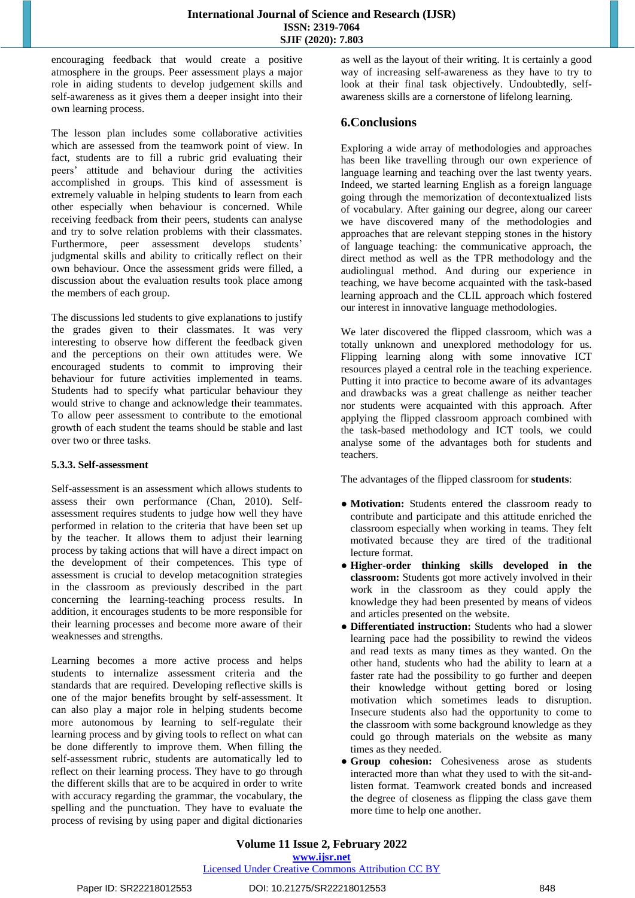encouraging feedback that would create a positive atmosphere in the groups. Peer assessment plays a major role in aiding students to develop judgement skills and self-awareness as it gives them a deeper insight into their own learning process.

The lesson plan includes some collaborative activities which are assessed from the teamwork point of view. In fact, students are to fill a rubric grid evaluating their peers' attitude and behaviour during the activities accomplished in groups. This kind of assessment is extremely valuable in helping students to learn from each other especially when behaviour is concerned. While receiving feedback from their peers, students can analyse and try to solve relation problems with their classmates. Furthermore, peer assessment develops students' judgmental skills and ability to critically reflect on their own behaviour. Once the assessment grids were filled, a discussion about the evaluation results took place among the members of each group.

The discussions led students to give explanations to justify the grades given to their classmates. It was very interesting to observe how different the feedback given and the perceptions on their own attitudes were. We encouraged students to commit to improving their behaviour for future activities implemented in teams. Students had to specify what particular behaviour they would strive to change and acknowledge their teammates. To allow peer assessment to contribute to the emotional growth of each student the teams should be stable and last over two or three tasks.

#### 5.3.3. Self-assessment

Self-assessment is an assessment which allows students to assess their own performance (Chan, 2010). Self-assessment requires students to judge how well they have performed in relation to the criteria that have been set up by the teacher. It allows them to adjust their learning process by taking actions that will have a direct impact on the development of their competences. This type of assessment is crucial to develop metacognition strategies in the classroom as previously described in the part concerning the learning-teaching process results. In addition, it encourages students to be more responsible for their learning processes and become more aware of their weaknesses and strengths.

Learning becomes a more active process and helps students to internalize assessment criteria and the standards that are required. Developing reflective skills is one of the major benefits brought by self-assessment. It can also play a major role in helping students become more autonomous by learning to self-regulate their learning process and by giving tools to reflect on what can be done differently to improve them. When filling the self-assessment rubric, students are automatically led to reflect on their learning process. They have to go through the different skills that are to be acquired in order to write with accuracy regarding the grammar, the vocabulary, the spelling and the punctuation. They have to evaluate the process of revising by using paper and digital dictionaries as well as the layout of their writing. It is certainly a good way of increasing self-awareness as they have to try to look at their final task objectively. Undoubtedly, self-awareness skills are a cornerstone of lifelong learning.

## 6.Conclusions

Exploring a wide array of methodologies and approaches has been like travelling through our own experience of language learning and teaching over the last twenty years. Indeed, we started learning English as a foreign language going through the memorization of decontextualized lists of vocabulary. After gaining our degree, along our career we have discovered many of the methodologies and approaches that are relevant stepping stones in the history of language teaching: the communicative approach, the direct method as well as the TPR methodology and the audiolingual method. And during our experience in teaching, we have become acquainted with the task-based learning approach and the CLIL approach which fostered our interest in innovative language methodologies.

We later discovered the flipped classroom, which was a totally unknown and unexplored methodology for us. Flipping learning along with some innovative ICT resources played a central role in the teaching experience. Putting it into practice to become aware of its advantages and drawbacks was a great challenge as neither teacher nor students were acquainted with this approach. After applying the flipped classroom approach combined with the task-based methodology and ICT tools, we could analyse some of the advantages both for students and teachers.

The advantages of the flipped classroom for **students**:

- **Motivation:** Students entered the classroom ready to contribute and participate and this attitude enriched the classroom especially when working in teams. They felt motivated because they are tired of the traditional lecture format.
- **Higher-order thinking skills developed in the classroom:** Students got more actively involved in their work in the classroom as they could apply the knowledge they had been presented by means of videos and articles presented on the website.
- **Differentiated instruction:** Students who had a slower learning pace had the possibility to rewind the videos and read texts as many times as they wanted. On the other hand, students who had the ability to learn at a faster rate had the possibility to go further and deepen their knowledge without getting bored or losing motivation which sometimes leads to disruption. Insecure students also had the opportunity to come to the classroom with some background knowledge as they could go through materials on the website as many times as they needed.
- **Group cohesion:** Cohesiveness arose as students interacted more than what they used to with the sit-and-listen format. Teamwork created bonds and increased the degree of closeness as flipping the class gave them more time to help one another.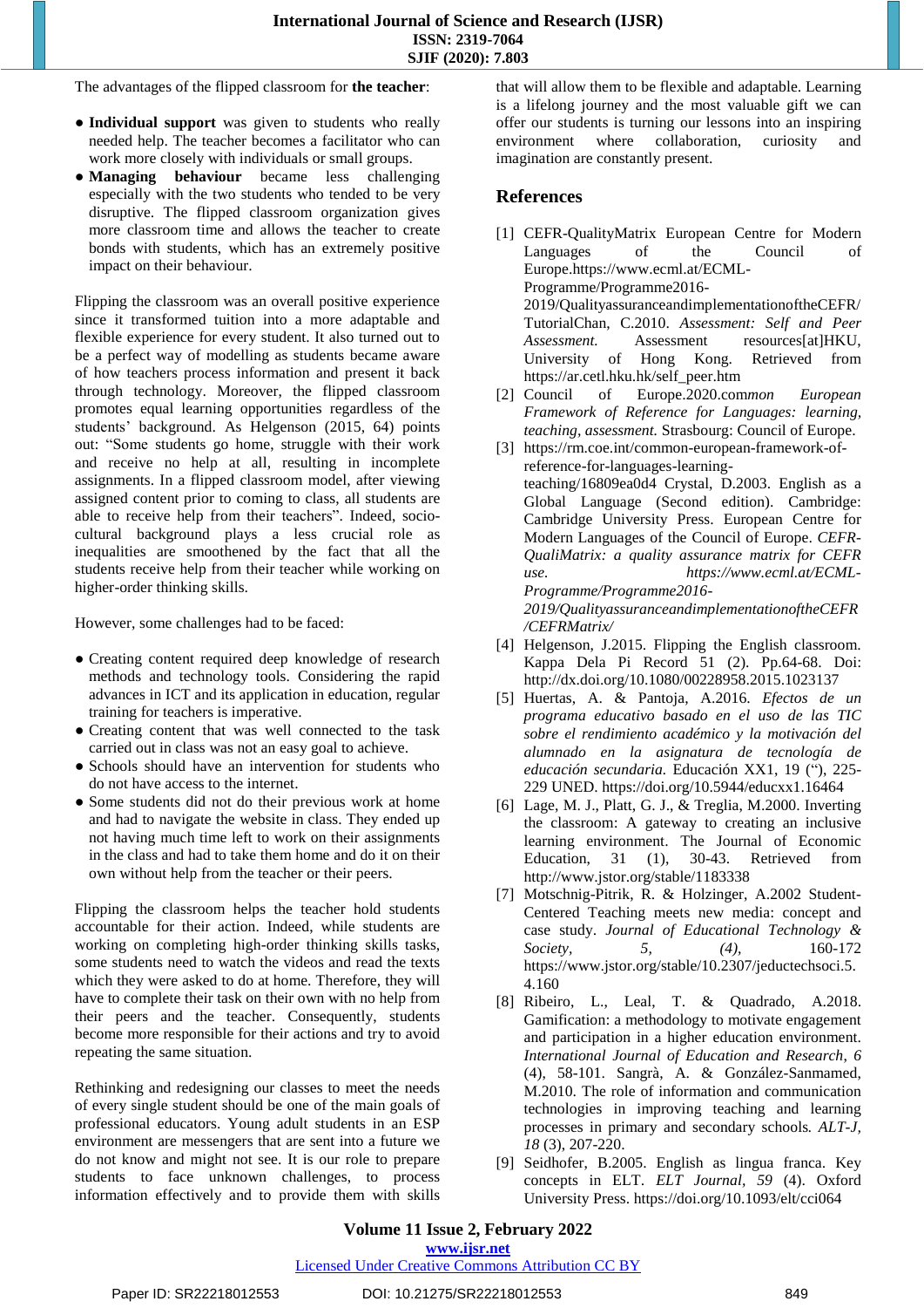The advantages of the flipped classroom for **the teacher**:

- **Individual support** was given to students who really needed help. The teacher becomes a facilitator who can work more closely with individuals or small groups.
- **Managing behaviour** became less challenging especially with the two students who tended to be very disruptive. The flipped classroom organization gives more classroom time and allows the teacher to create bonds with students, which has an extremely positive impact on their behaviour.

Flipping the classroom was an overall positive experience since it transformed tuition into a more adaptable and flexible experience for every student. It also turned out to be a perfect way of modelling as students became aware of how teachers process information and present it back through technology. Moreover, the flipped classroom promotes equal learning opportunities regardless of the students' background. As Helgenson (2015, 64) points out: "Some students go home, struggle with their work and receive no help at all, resulting in incomplete assignments. In a flipped classroom model, after viewing assigned content prior to coming to class, all students are able to receive help from their teachers". Indeed, socio-cultural background plays a less crucial role as inequalities are smoothened by the fact that all the students receive help from their teacher while working on higher-order thinking skills.

However, some challenges had to be faced:

- Creating content required deep knowledge of research methods and technology tools. Considering the rapid advances in ICT and its application in education, regular training for teachers is imperative.
- Creating content that was well connected to the task carried out in class was not an easy goal to achieve.
- Schools should have an intervention for students who do not have access to the internet.
- Some students did not do their previous work at home and had to navigate the website in class. They ended up not having much time left to work on their assignments in the class and had to take them home and do it on their own without help from the teacher or their peers.

Flipping the classroom helps the teacher hold students accountable for their action. Indeed, while students are working on completing high-order thinking skills tasks, some students need to watch the videos and read the texts which they were asked to do at home. Therefore, they will have to complete their task on their own with no help from their peers and the teacher. Consequently, students become more responsible for their actions and try to avoid repeating the same situation.

Rethinking and redesigning our classes to meet the needs of every single student should be one of the main goals of professional educators. Young adult students in an ESP environment are messengers that are sent into a future we do not know and might not see. It is our role to prepare students to face unknown challenges, to process information effectively and to provide them with skills that will allow them to be flexible and adaptable. Learning is a lifelong journey and the most valuable gift we can offer our students is turning our lessons into an inspiring environment where collaboration, curiosity and imagination are constantly present.

## References

[1] CEFR-QualityMatrix European Centre for Modern Languages of the Council of Europe.https://www.ecml.at/ECML-Programme/Programme2016-2019/QualityassuranceandimplementationoftheCEFR/TutorialChan, C.2010. *Assessment: Self and Peer Assessment.* Assessment resources[at]HKU, University of Hong Kong. Retrieved from https://ar.cetl.hku.hk/self_peer.htm

[2] Council of Europe.2020.com*mon European Framework of Reference for Languages: learning, teaching, assessment.* Strasbourg: Council of Europe.

[3] https://rm.coe.int/common-european-framework-of-reference-for-languages-learning-teaching/16809ea0d4 Crystal, D.2003. English as a Global Language (Second edition). Cambridge: Cambridge University Press. European Centre for Modern Languages of the Council of Europe. *CEFR-QualiMatrix: a quality assurance matrix for CEFR use. https://www.ecml.at/ECML-Programme/Programme2016-2019/QualityassuranceandimplementationoftheCEFR/CEFRMatrix/*

[4] Helgenson, J.2015. Flipping the English classroom. Kappa Dela Pi Record 51 (2). Pp.64-68. Doi: http://dx.doi.org/10.1080/00228958.2015.1023137

[5] Huertas, A. & Pantoja, A.2016. *Efectos de un programa educativo basado en el uso de las TIC sobre el rendimiento académico y la motivación del alumnado en la asignatura de tecnología de educación secundaria.* Educación XX1, 19 ("), 225-229 UNED. https://doi.org/10.5944/educxx1.16464

[6] Lage, M. J., Platt, G. J., & Treglia, M.2000. Inverting the classroom: A gateway to creating an inclusive learning environment. The Journal of Economic Education, 31 (1), 30-43. Retrieved from http://www.jstor.org/stable/1183338

[7] Motschnig-Pitrik, R. & Holzinger, A.2002 Student-Centered Teaching meets new media: concept and case study. *Journal of Educational Technology & Society, 5, (4),* 160-172 https://www.jstor.org/stable/10.2307/jeductechsoci.5.4.160

[8] Ribeiro, L., Leal, T. & Quadrado, A.2018. Gamification: a methodology to motivate engagement and participation in a higher education environment. *International Journal of Education and Research, 6* (4), 58-101. Sangrà, A. & González-Sanmamed, M.2010. The role of information and communication technologies in improving teaching and learning processes in primary and secondary schools. *ALT-J, 18* (3), 207-220.

[9] Seidhofer, B.2005. English as lingua franca. Key concepts in ELT. *ELT Journal, 59* (4). Oxford University Press. https://doi.org/10.1093/elt/cci064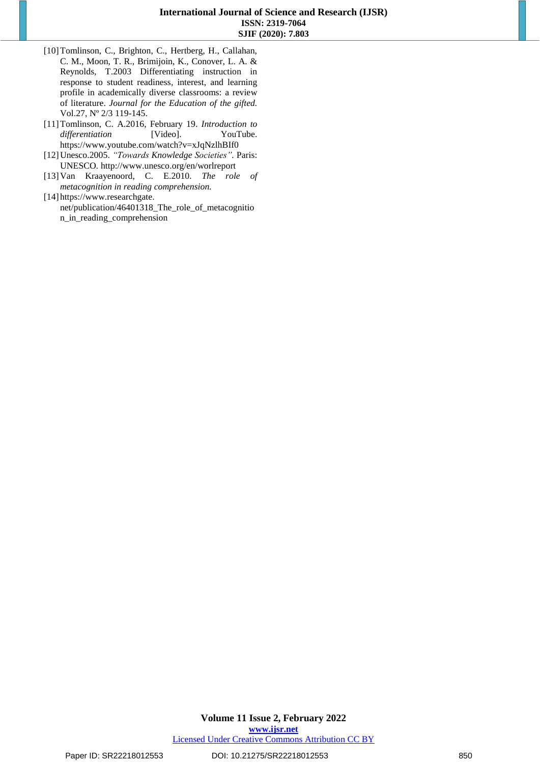[10] Tomlinson, C., Brighton, C., Hertberg, H., Callahan, C. M., Moon, T. R., Brimijoin, K., Conover, L. A. & Reynolds, T.2003 Differentiating instruction in response to student readiness, interest, and learning profile in academically diverse classrooms: a review of literature. *Journal for the Education of the gifted.* Vol.27, Nº 2/3 119-145.

[11] Tomlinson, C. A.2016, February 19. *Introduction to differentiation* [Video]. YouTube. https://www.youtube.com/watch?v=xJqNzlhBIf0

[12] Unesco.2005. *"Towards Knowledge Societies"*. Paris: UNESCO. http://www.unesco.org/en/worlreport

[13] Van Kraayenoord, C. E.2010. *The role of metacognition in reading comprehension.*

[14] https://www.researchgate.net/publication/46401318_The_role_of_metacognition_in_reading_comprehension